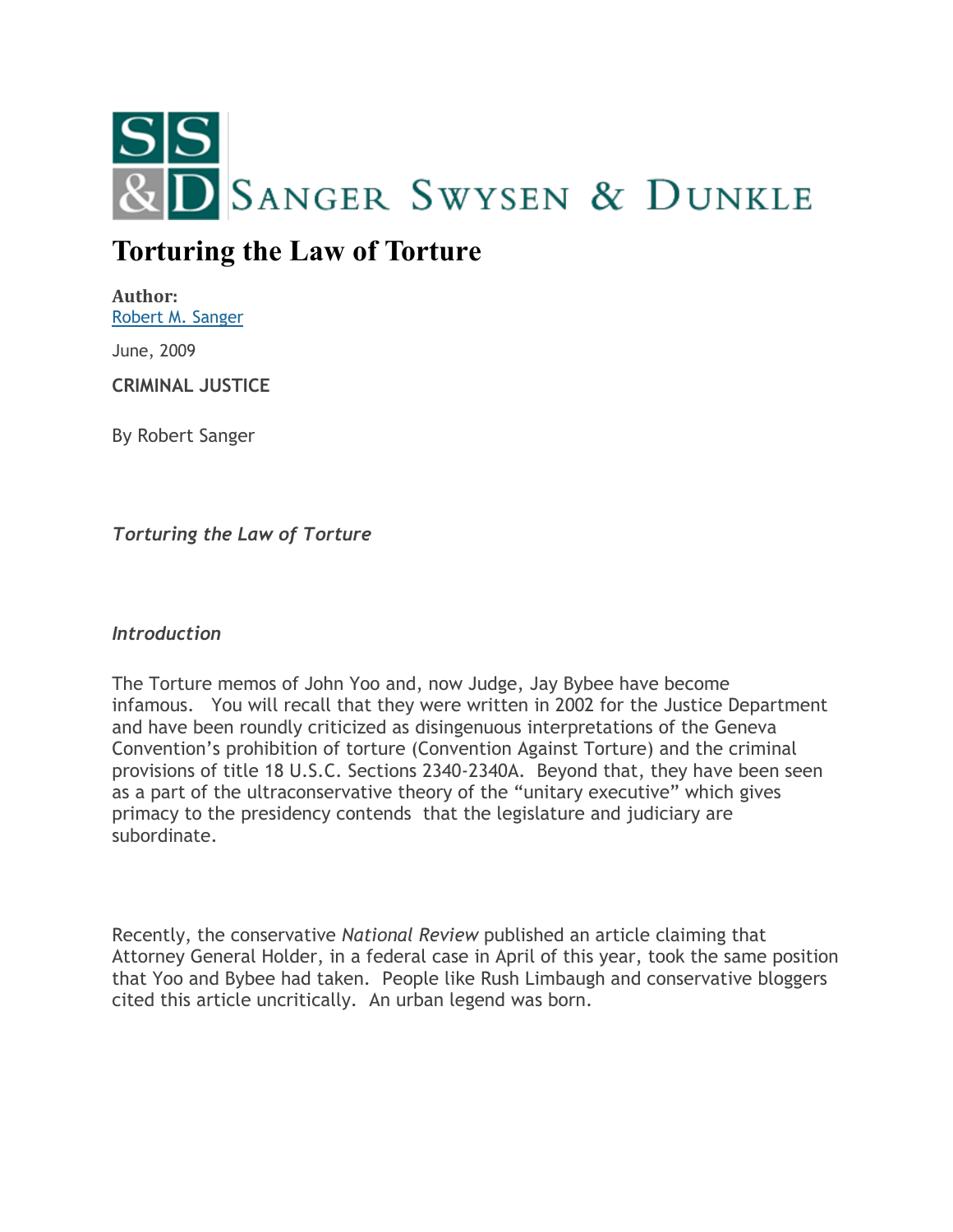SANGER SWYSEN & DUNKLE

# Torturing the Law of Torture

**Author:**
Robert M. Sanger

June, 2009

**CRIMINAL JUSTICE**

By Robert Sanger

*Torturing the Law of Torture*

*Introduction*

The Torture memos of John Yoo and, now Judge, Jay Bybee have become infamous. You will recall that they were written in 2002 for the Justice Department and have been roundly criticized as disingenuous interpretations of the Geneva Convention's prohibition of torture (Convention Against Torture) and the criminal provisions of title 18 U.S.C. Sections 2340-2340A. Beyond that, they have been seen as a part of the ultraconservative theory of the "unitary executive" which gives primacy to the presidency contends that the legislature and judiciary are subordinate.

Recently, the conservative *National Review* published an article claiming that Attorney General Holder, in a federal case in April of this year, took the same position that Yoo and Bybee had taken. People like Rush Limbaugh and conservative bloggers cited this article uncritically. An urban legend was born.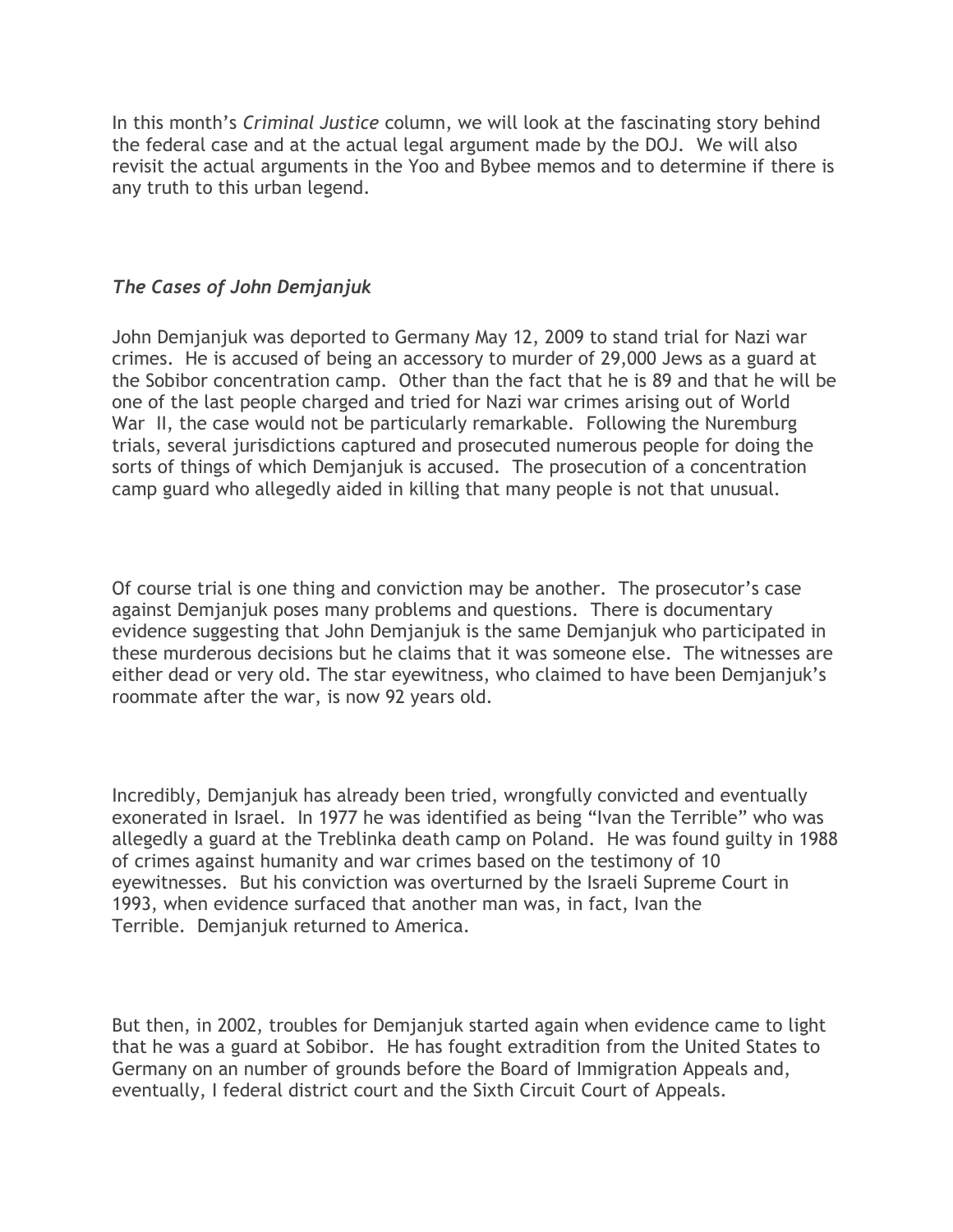In this month's *Criminal Justice* column, we will look at the fascinating story behind the federal case and at the actual legal argument made by the DOJ. We will also revisit the actual arguments in the Yoo and Bybee memos and to determine if there is any truth to this urban legend.

### *The Cases of John Demjanjuk*

John Demjanjuk was deported to Germany May 12, 2009 to stand trial for Nazi war crimes. He is accused of being an accessory to murder of 29,000 Jews as a guard at the Sobibor concentration camp. Other than the fact that he is 89 and that he will be one of the last people charged and tried for Nazi war crimes arising out of World War II, the case would not be particularly remarkable. Following the Nuremburg trials, several jurisdictions captured and prosecuted numerous people for doing the sorts of things of which Demjanjuk is accused. The prosecution of a concentration camp guard who allegedly aided in killing that many people is not that unusual.

Of course trial is one thing and conviction may be another. The prosecutor's case against Demjanjuk poses many problems and questions. There is documentary evidence suggesting that John Demjanjuk is the same Demjanjuk who participated in these murderous decisions but he claims that it was someone else. The witnesses are either dead or very old. The star eyewitness, who claimed to have been Demjanjuk's roommate after the war, is now 92 years old.

Incredibly, Demjanjuk has already been tried, wrongfully convicted and eventually exonerated in Israel. In 1977 he was identified as being "Ivan the Terrible" who was allegedly a guard at the Treblinka death camp on Poland. He was found guilty in 1988 of crimes against humanity and war crimes based on the testimony of 10 eyewitnesses. But his conviction was overturned by the Israeli Supreme Court in 1993, when evidence surfaced that another man was, in fact, Ivan the Terrible. Demjanjuk returned to America.

But then, in 2002, troubles for Demjanjuk started again when evidence came to light that he was a guard at Sobibor. He has fought extradition from the United States to Germany on an number of grounds before the Board of Immigration Appeals and, eventually, I federal district court and the Sixth Circuit Court of Appeals.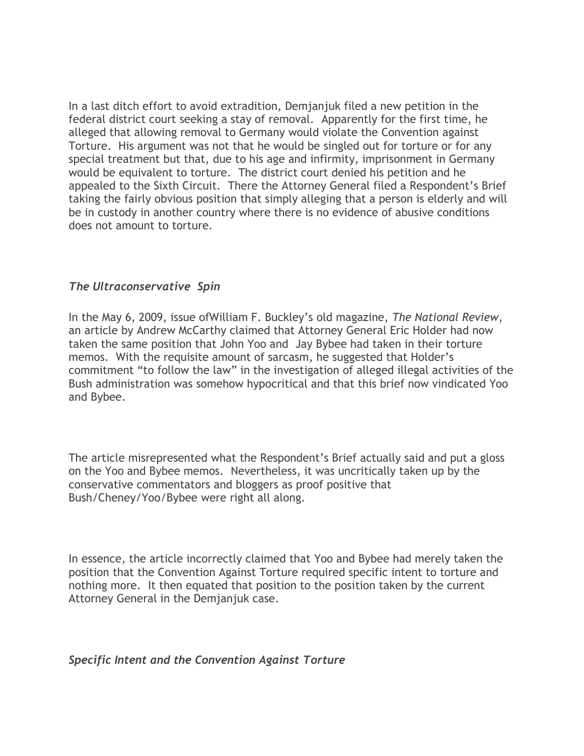In a last ditch effort to avoid extradition, Demjanjuk filed a new petition in the federal district court seeking a stay of removal. Apparently for the first time, he alleged that allowing removal to Germany would violate the Convention against Torture. His argument was not that he would be singled out for torture or for any special treatment but that, due to his age and infirmity, imprisonment in Germany would be equivalent to torture. The district court denied his petition and he appealed to the Sixth Circuit. There the Attorney General filed a Respondent's Brief taking the fairly obvious position that simply alleging that a person is elderly and will be in custody in another country where there is no evidence of abusive conditions does not amount to torture.

### *The Ultraconservative Spin*

In the May 6, 2009, issue ofWilliam F. Buckley's old magazine, *The National Review*, an article by Andrew McCarthy claimed that Attorney General Eric Holder had now taken the same position that John Yoo and Jay Bybee had taken in their torture memos. With the requisite amount of sarcasm, he suggested that Holder's commitment "to follow the law" in the investigation of alleged illegal activities of the Bush administration was somehow hypocritical and that this brief now vindicated Yoo and Bybee.

The article misrepresented what the Respondent's Brief actually said and put a gloss on the Yoo and Bybee memos. Nevertheless, it was uncritically taken up by the conservative commentators and bloggers as proof positive that Bush/Cheney/Yoo/Bybee were right all along.

In essence, the article incorrectly claimed that Yoo and Bybee had merely taken the position that the Convention Against Torture required specific intent to torture and nothing more. It then equated that position to the position taken by the current Attorney General in the Demjanjuk case.

### *Specific Intent and the Convention Against Torture*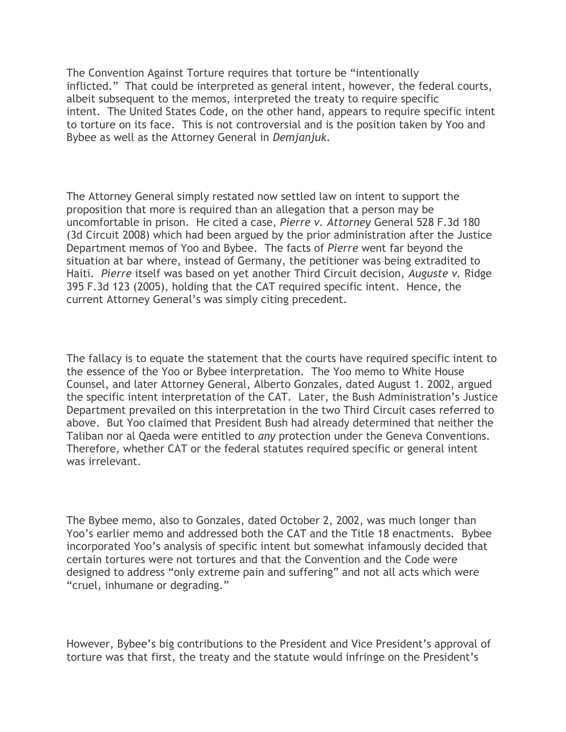The Convention Against Torture requires that torture be "intentionally inflicted." That could be interpreted as general intent, however, the federal courts, albeit subsequent to the memos, interpreted the treaty to require specific intent. The United States Code, on the other hand, appears to require specific intent to torture on its face. This is not controversial and is the position taken by Yoo and Bybee as well as the Attorney General in *Demjanjuk*.

The Attorney General simply restated now settled law on intent to support the proposition that more is required than an allegation that a person may be uncomfortable in prison. He cited a case, *Pierre v. Attorney* General 528 F.3d 180 (3d Circuit 2008) which had been argued by the prior administration after the Justice Department memos of Yoo and Bybee. The facts of *Pierre* went far beyond the situation at bar where, instead of Germany, the petitioner was being extradited to Haiti. *Pierre* itself was based on yet another Third Circuit decision, *Auguste v.* Ridge 395 F.3d 123 (2005), holding that the CAT required specific intent. Hence, the current Attorney General's was simply citing precedent.

The fallacy is to equate the statement that the courts have required specific intent to the essence of the Yoo or Bybee interpretation. The Yoo memo to White House Counsel, and later Attorney General, Alberto Gonzales, dated August 1. 2002, argued the specific intent interpretation of the CAT. Later, the Bush Administration's Justice Department prevailed on this interpretation in the two Third Circuit cases referred to above. But Yoo claimed that President Bush had already determined that neither the Taliban nor al Qaeda were entitled to *any* protection under the Geneva Conventions. Therefore, whether CAT or the federal statutes required specific or general intent was irrelevant.

The Bybee memo, also to Gonzales, dated October 2, 2002, was much longer than Yoo's earlier memo and addressed both the CAT and the Title 18 enactments. Bybee incorporated Yoo's analysis of specific intent but somewhat infamously decided that certain tortures were not tortures and that the Convention and the Code were designed to address "only extreme pain and suffering" and not all acts which were "cruel, inhumane or degrading."

However, Bybee's big contributions to the President and Vice President's approval of torture was that first, the treaty and the statute would infringe on the President's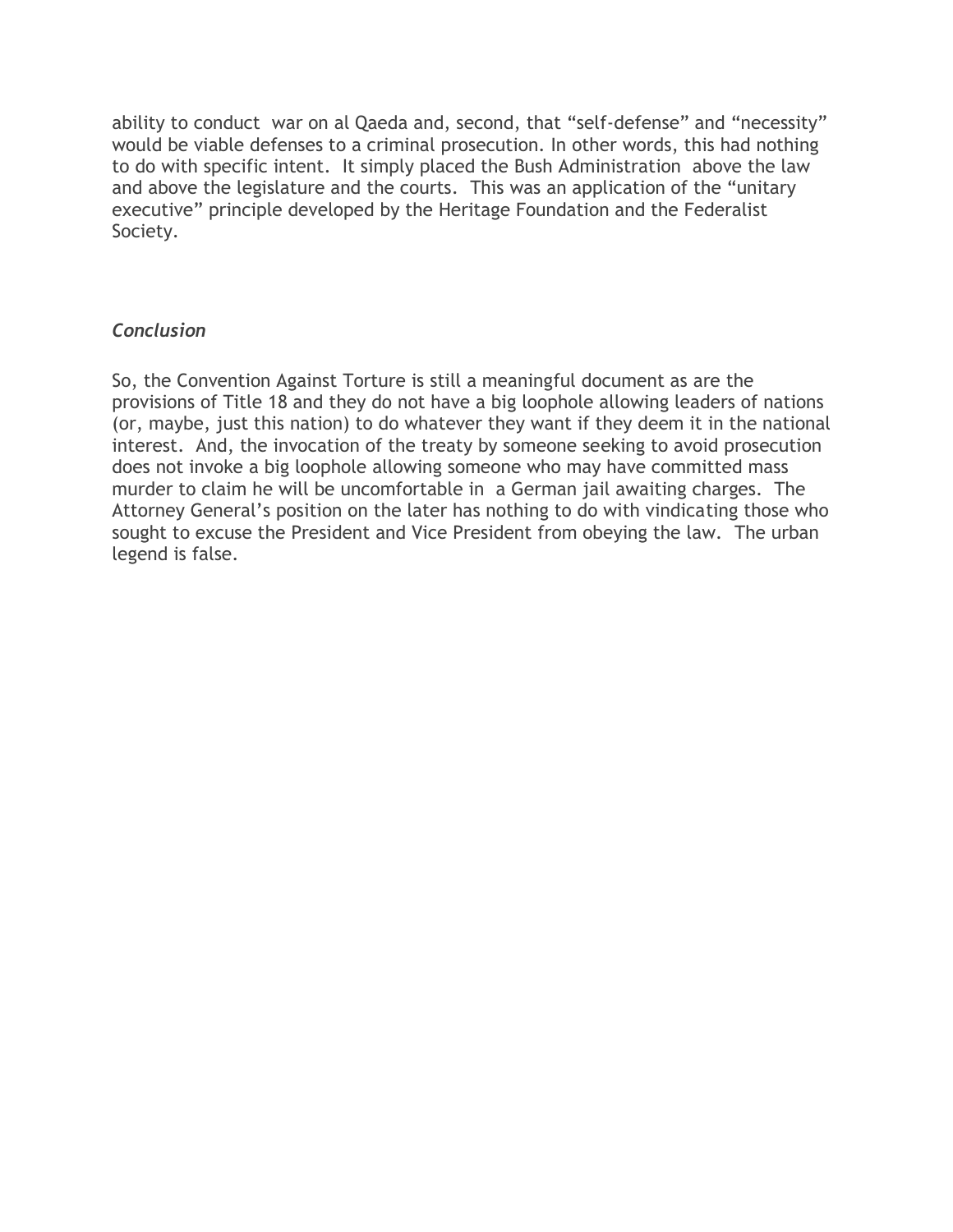ability to conduct war on al Qaeda and, second, that "self-defense" and "necessity" would be viable defenses to a criminal prosecution. In other words, this had nothing to do with specific intent. It simply placed the Bush Administration above the law and above the legislature and the courts. This was an application of the "unitary executive" principle developed by the Heritage Foundation and the Federalist Society.

### *Conclusion*

So, the Convention Against Torture is still a meaningful document as are the provisions of Title 18 and they do not have a big loophole allowing leaders of nations (or, maybe, just this nation) to do whatever they want if they deem it in the national interest. And, the invocation of the treaty by someone seeking to avoid prosecution does not invoke a big loophole allowing someone who may have committed mass murder to claim he will be uncomfortable in a German jail awaiting charges. The Attorney General's position on the later has nothing to do with vindicating those who sought to excuse the President and Vice President from obeying the law. The urban legend is false.